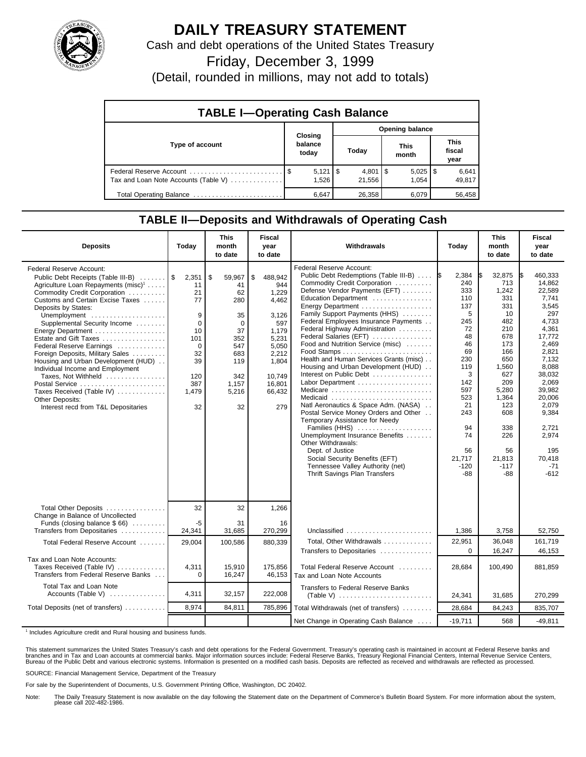# DAILY TREASURY STATEMENT

Cash and debt operations of the United States Treasury

Friday, December 3, 1999

(Detail, rounded in millions, may not add to totals)

## TABLE I—Operating Cash Balance

| Type of account | Closing balance today | Opening balance Today | This month | This fiscal year |
|---|---|---|---|---|
| Federal Reserve Account | $ 5,121 | $ 4,801 | $ 5,025 | $ 6,641 |
| Tax and Loan Note Accounts (Table V) | 1,526 | 21,556 | 1,054 | 49,817 |
| Total Operating Balance | 6,647 | 26,358 | 6,079 | 56,458 |

## TABLE II—Deposits and Withdrawals of Operating Cash

| Deposits | Today | This month to date | Fiscal year to date |
|---|---|---|---|
| Federal Reserve Account: | | | |
| Public Debt Receipts (Table III-B) | $ 2,351 | $ 59,967 | $ 488,942 |
| Agriculture Loan Repayments (misc)[1] | 11 | 41 | 944 |
| Commodity Credit Corporation | 21 | 62 | 1,229 |
| Customs and Certain Excise Taxes | 77 | 280 | 4,462 |
| Deposits by States: | | | |
| Unemployment | 9 | 35 | 3,126 |
| Supplemental Security Income | 0 | 0 | 597 |
| Energy Department | 10 | 37 | 1,179 |
| Estate and Gift Taxes | 101 | 352 | 5,231 |
| Federal Reserve Earnings | 0 | 547 | 5,050 |
| Foreign Deposits, Military Sales | 32 | 683 | 2,212 |
| Housing and Urban Development (HUD) | 39 | 119 | 1,804 |
| Individual Income and Employment Taxes, Not Withheld | 120 | 342 | 10,749 |
| Postal Service | 387 | 1,157 | 16,801 |
| Taxes Received (Table IV) | 1,479 | 5,216 | 66,432 |
| Other Deposits: | | | |
| Interest recd from T&L Depositaries | 32 | 32 | 279 |
| Total Other Deposits | 32 | 32 | 1,266 |
| Change in Balance of Uncollected Funds (closing balance $ 66) | -5 | 31 | 16 |
| Transfers from Depositaries | 24,341 | 31,685 | 270,299 |
| Total Federal Reserve Account | 29,004 | 100,586 | 880,339 |
| Tax and Loan Note Accounts: | | | |
| Taxes Received (Table IV) | 4,311 | 15,910 | 175,856 |
| Transfers from Federal Reserve Banks | 0 | 16,247 | 46,153 |
| Total Tax and Loan Note Accounts (Table V) | 4,311 | 32,157 | 222,008 |
| Total Deposits (net of transfers) | 8,974 | 84,811 | 785,896 |

| Withdrawals | Today | This month to date | Fiscal year to date |
|---|---|---|---|
| Federal Reserve Account: | | | |
| Public Debt Redemptions (Table III-B) | $ 2,384 | $ 32,875 | $ 460,333 |
| Commodity Credit Corporation | 240 | 713 | 14,862 |
| Defense Vendor Payments (EFT) | 333 | 1,242 | 22,589 |
| Education Department | 110 | 331 | 7,741 |
| Energy Department | 137 | 331 | 3,545 |
| Family Support Payments (HHS) | 5 | 10 | 297 |
| Federal Employees Insurance Payments | 245 | 482 | 4,733 |
| Federal Highway Administration | 72 | 210 | 4,361 |
| Federal Salaries (EFT) | 48 | 678 | 17,772 |
| Food and Nutrition Service (misc) | 46 | 173 | 2,469 |
| Food Stamps | 69 | 166 | 2,821 |
| Health and Human Services Grants (misc) | 230 | 650 | 7,132 |
| Housing and Urban Development (HUD) | 119 | 1,560 | 8,088 |
| Interest on Public Debt | 3 | 627 | 38,032 |
| Labor Department | 142 | 209 | 2,069 |
| Medicare | 597 | 5,280 | 39,982 |
| Medicaid | 523 | 1,364 | 20,006 |
| Natl Aeronautics & Space Adm. (NASA) | 21 | 123 | 2,079 |
| Postal Service Money Orders and Other | 243 | 608 | 9,384 |
| Temporary Assistance for Needy Families (HHS) | 94 | 338 | 2,721 |
| Unemployment Insurance Benefits | 74 | 226 | 2,974 |
| Other Withdrawals: | | | |
| Dept. of Justice | 56 | 56 | 195 |
| Social Security Benefits (EFT) | 21,717 | 21,813 | 70,418 |
| Tennessee Valley Authority (net) | -120 | -117 | -71 |
| Thrift Savings Plan Transfers | -88 | -88 | -612 |
| Unclassified | 1,386 | 3,758 | 52,750 |
| Total, Other Withdrawals | 22,951 | 36,048 | 161,719 |
| Transfers to Depositaries | 0 | 16,247 | 46,153 |
| Total Federal Reserve Account | 28,684 | 100,490 | 881,859 |
| Tax and Loan Note Accounts | | | |
| Transfers to Federal Reserve Banks (Table V) | 24,341 | 31,685 | 270,299 |
| Total Withdrawals (net of transfers) | 28,684 | 84,243 | 835,707 |
| Net Change in Operating Cash Balance | -19,711 | 568 | -49,811 |

[1] Includes Agriculture credit and Rural housing and business funds.

This statement summarizes the United States Treasury's cash and debt operations for the Federal Government. Treasury's operating cash is maintained in account at Federal Reserve banks and branches and in Tax and Loan accounts at commercial banks. Major information sources include: Federal Reserve Banks, Treasury Regional Financial Centers, Internal Revenue Service Centers, Bureau of the Public Debt and various electronic systems. Information is presented on a modified cash basis. Deposits are reflected as received and withdrawals are reflected as processed.

SOURCE: Financial Management Service, Department of the Treasury

For sale by the Superintendent of Documents, U.S. Government Printing Office, Washington, DC 20402.

Note: The Daily Treasury Statement is now available on the day following the Statement date on the Department of Commerce's Bulletin Board System. For more information about the system, please call 202-482-1986.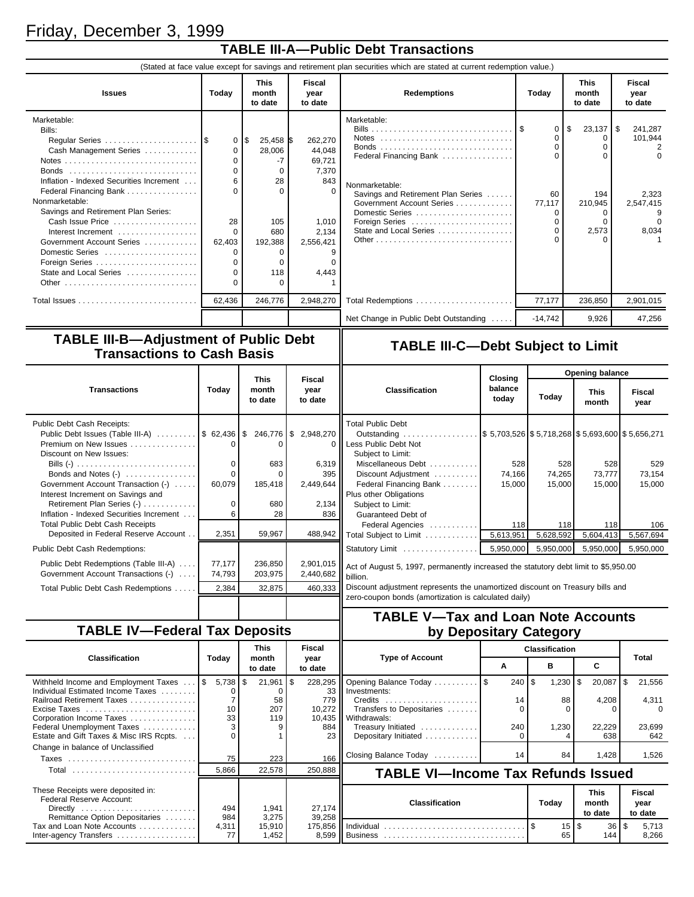Friday, December 3, 1999

## TABLE III-A—Public Debt Transactions

(Stated at face value except for savings and retirement plan securities which are stated at current redemption value.)

| Issues | Today | This month to date | Fiscal year to date |
|---|---|---|---|
| Marketable: | | | |
| Bills: | | | |
| Regular Series | $ 0 | $ 25,458 | $ 262,270 |
| Cash Management Series | 0 | 28,006 | 44,048 |
| Notes | 0 | -7 | 69,721 |
| Bonds | 0 | 0 | 7,370 |
| Inflation - Indexed Securities Increment | 6 | 28 | 843 |
| Federal Financing Bank | 0 | 0 | 0 |
| Nonmarketable: | | | |
| Savings and Retirement Plan Series: | | | |
| Cash Issue Price | 28 | 105 | 1,010 |
| Interest Increment | 0 | 680 | 2,134 |
| Government Account Series | 62,403 | 192,388 | 2,556,421 |
| Domestic Series | 0 | 0 | 9 |
| Foreign Series | 0 | 0 | 0 |
| State and Local Series | 0 | 118 | 4,443 |
| Other | 0 | 0 | 1 |
| Total Issues | 62,436 | 246,776 | 2,948,270 |

| Redemptions | Today | This month to date | Fiscal year to date |
|---|---|---|---|
| Marketable: | | | |
| Bills | $ 0 | $ 23,137 | $ 241,287 |
| Notes | 0 | 0 | 101,944 |
| Bonds | 0 | 0 | 2 |
| Federal Financing Bank | 0 | 0 | 0 |
| Nonmarketable: | | | |
| Savings and Retirement Plan Series | 60 | 194 | 2,323 |
| Government Account Series | 77,117 | 210,945 | 2,547,415 |
| Domestic Series | 0 | 0 | 9 |
| Foreign Series | 0 | 0 | 0 |
| State and Local Series | 0 | 2,573 | 8,034 |
| Other | 0 | 0 | 1 |
| Total Redemptions | 77,177 | 236,850 | 2,901,015 |
| Net Change in Public Debt Outstanding | -14,742 | 9,926 | 47,256 |

## TABLE III-B—Adjustment of Public Debt Transactions to Cash Basis

| Transactions | Today | This month to date | Fiscal year to date |
|---|---|---|---|
| Public Debt Cash Receipts: | | | |
| Public Debt Issues (Table III-A) | $ 62,436 | $ 246,776 | $ 2,948,270 |
| Premium on New Issues | 0 | 0 | 0 |
| Discount on New Issues: | | | |
| Bills (-) | 0 | 683 | 6,319 |
| Bonds and Notes (-) | 0 | 0 | 395 |
| Government Account Transaction (-) | 60,079 | 185,418 | 2,449,644 |
| Interest Increment on Savings and Retirement Plan Series (-) | 0 | 680 | 2,134 |
| Inflation - Indexed Securities Increment | 6 | 28 | 836 |
| Total Public Debt Cash Receipts Deposited in Federal Reserve Account | 2,351 | 59,967 | 488,942 |
| Public Debt Cash Redemptions: | | | |
| Public Debt Redemptions (Table III-A) | 77,177 | 236,850 | 2,901,015 |
| Government Account Transactions (-) | 74,793 | 203,975 | 2,440,682 |
| Total Public Debt Cash Redemptions | 2,384 | 32,875 | 460,333 |

## TABLE III-C—Debt Subject to Limit

| Classification | Closing balance today | Opening balance Today | Opening balance This month | Opening balance Fiscal year |
|---|---|---|---|---|
| Total Public Debt Outstanding | $ 5,703,526 | $ 5,718,268 | $ 5,693,600 | $ 5,656,271 |
| Less Public Debt Not Subject to Limit: | | | | |
| Miscellaneous Debt | 528 | 528 | 528 | 529 |
| Discount Adjustment | 74,166 | 74,265 | 73,777 | 73,154 |
| Federal Financing Bank | 15,000 | 15,000 | 15,000 | 15,000 |
| Plus other Obligations Subject to Limit: | | | | |
| Guaranteed Debt of Federal Agencies | 118 | 118 | 118 | 106 |
| Total Subject to Limit | 5,613,951 | 5,628,592 | 5,604,413 | 5,567,694 |
| Statutory Limit | 5,950,000 | 5,950,000 | 5,950,000 | 5,950,000 |

Act of August 5, 1997, permanently increased the statutory debt limit to $5,950.00 billion.

Discount adjustment represents the unamortized discount on Treasury bills and zero-coupon bonds (amortization is calculated daily)

## TABLE IV—Federal Tax Deposits

| Classification | Today | This month to date | Fiscal year to date |
|---|---|---|---|
| Withheld Income and Employment Taxes | $ 5,738 | $ 21,961 | $ 228,295 |
| Individual Estimated Income Taxes | 0 | 0 | 33 |
| Railroad Retirement Taxes | 7 | 58 | 779 |
| Excise Taxes | 10 | 207 | 10,272 |
| Corporation Income Taxes | 33 | 119 | 10,435 |
| Federal Unemployment Taxes | 3 | 9 | 884 |
| Estate and Gift Taxes & Misc IRS Rcpts. | 0 | 1 | 23 |
| Change in balance of Unclassified Taxes | 75 | 223 | 166 |
| Total | 5,866 | 22,578 | 250,888 |
| These Receipts were deposited in: | | | |
| Federal Reserve Account: | | | |
| Directly | 494 | 1,941 | 27,174 |
| Remittance Option Depositaries | 984 | 3,275 | 39,258 |
| Tax and Loan Note Accounts | 4,311 | 15,910 | 175,856 |
| Inter-agency Transfers | 77 | 1,452 | 8,599 |

## TABLE V—Tax and Loan Note Accounts by Depositary Category

| Type of Account | Classification A | Classification B | Classification C | Total |
|---|---|---|---|---|
| Opening Balance Today | $ 240 | $ 1,230 | $ 20,087 | $ 21,556 |
| Investments: | | | | |
| Credits | 14 | 88 | 4,208 | 4,311 |
| Transfers to Depositaries | 0 | 0 | 0 | 0 |
| Withdrawals: | | | | |
| Treasury Initiated | 240 | 1,230 | 22,229 | 23,699 |
| Depositary Initiated | 0 | 4 | 638 | 642 |
| Closing Balance Today | 14 | 84 | 1,428 | 1,526 |

## TABLE VI—Income Tax Refunds Issued

| Classification | Today | This month to date | Fiscal year to date |
|---|---|---|---|
| Individual | $ 15 | $ 36 | $ 5,713 |
| Business | 65 | 144 | 8,266 |